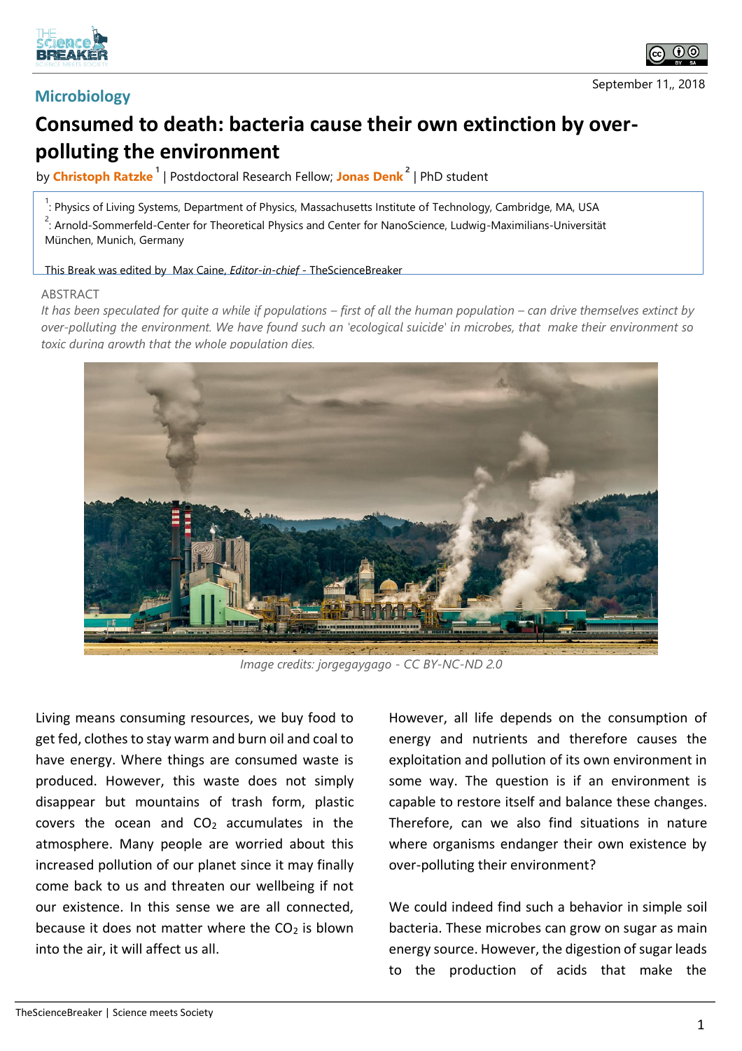Microbiology

September 11,, 2018

# Consumed to death: bacteria cause their own extinction by over-polluting the environment

by **Christoph Ratzke** [1] | Postdoctoral Research Fellow; **Jonas Denk** [2] | PhD student

[1]: Physics of Living Systems, Department of Physics, Massachusetts Institute of Technology, Cambridge, MA, USA
[2]: Arnold-Sommerfeld-Center for Theoretical Physics and Center for NanoScience, Ludwig-Maximilians-Universität München, Munich, Germany

This Break was edited by Max Caine, *Editor-in-chief* - TheScienceBreaker

ABSTRACT

*It has been speculated for quite a while if populations – first of all the human population – can drive themselves extinct by over-polluting the environment. We have found such an 'ecological suicide' in microbes, that make their environment so toxic during growth that the whole population dies.*

*Image credits: jorgegaygago - CC BY-NC-ND 2.0*

Living means consuming resources, we buy food to get fed, clothes to stay warm and burn oil and coal to have energy. Where things are consumed waste is produced. However, this waste does not simply disappear but mountains of trash form, plastic covers the ocean and $CO_2$ accumulates in the atmosphere. Many people are worried about this increased pollution of our planet since it may finally come back to us and threaten our wellbeing if not our existence. In this sense we are all connected, because it does not matter where the $CO_2$ is blown into the air, it will affect us all.

However, all life depends on the consumption of energy and nutrients and therefore causes the exploitation and pollution of its own environment in some way. The question is if an environment is capable to restore itself and balance these changes. Therefore, can we also find situations in nature where organisms endanger their own existence by over-polluting their environment?

We could indeed find such a behavior in simple soil bacteria. These microbes can grow on sugar as main energy source. However, the digestion of sugar leads to the production of acids that make the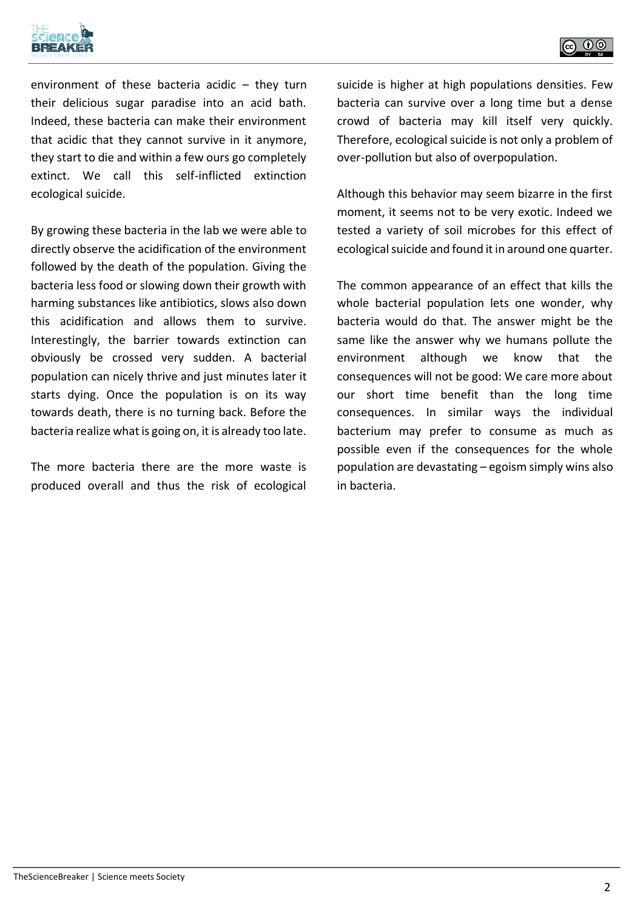environment of these bacteria acidic – they turn their delicious sugar paradise into an acid bath. Indeed, these bacteria can make their environment that acidic that they cannot survive in it anymore, they start to die and within a few ours go completely extinct. We call this self-inflicted extinction ecological suicide.

By growing these bacteria in the lab we were able to directly observe the acidification of the environment followed by the death of the population. Giving the bacteria less food or slowing down their growth with harming substances like antibiotics, slows also down this acidification and allows them to survive. Interestingly, the barrier towards extinction can obviously be crossed very sudden. A bacterial population can nicely thrive and just minutes later it starts dying. Once the population is on its way towards death, there is no turning back. Before the bacteria realize what is going on, it is already too late.

The more bacteria there are the more waste is produced overall and thus the risk of ecological suicide is higher at high populations densities. Few bacteria can survive over a long time but a dense crowd of bacteria may kill itself very quickly. Therefore, ecological suicide is not only a problem of over-pollution but also of overpopulation.

Although this behavior may seem bizarre in the first moment, it seems not to be very exotic. Indeed we tested a variety of soil microbes for this effect of ecological suicide and found it in around one quarter.

The common appearance of an effect that kills the whole bacterial population lets one wonder, why bacteria would do that. The answer might be the same like the answer why we humans pollute the environment although we know that the consequences will not be good: We care more about our short time benefit than the long time consequences. In similar ways the individual bacterium may prefer to consume as much as possible even if the consequences for the whole population are devastating – egoism simply wins also in bacteria.